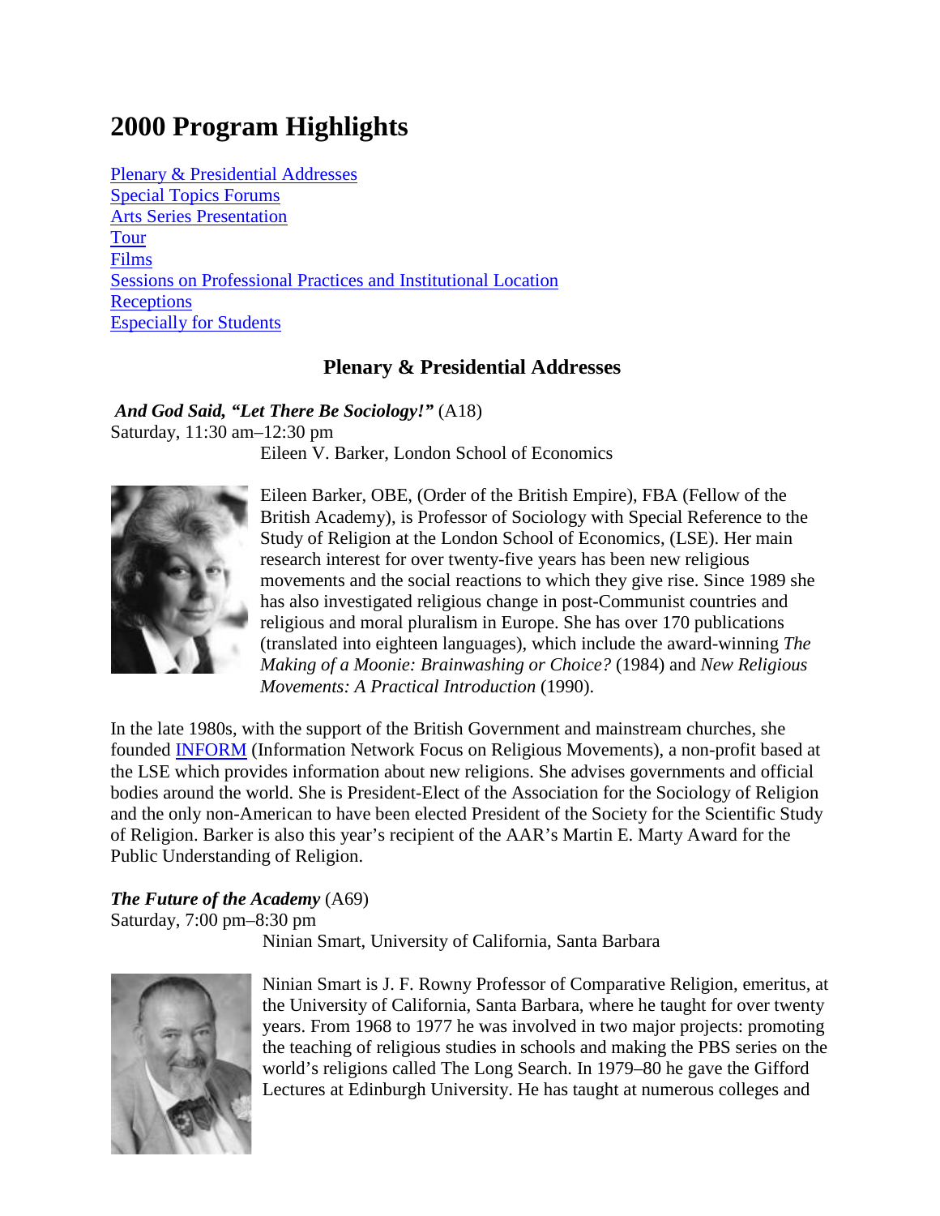# 2000 Program Highlights

[Plenary & Presidential Addresses](#)
[Special Topics Forums](#)
[Arts Series Presentation](#)
[Tour](#)
[Films](#)
[Sessions on Professional Practices and Institutional Location](#)
[Receptions](#)
[Especially for Students](#)

## Plenary & Presidential Addresses

***And God Said, "Let There Be Sociology!"*** (A18)
Saturday, 11:30 am–12:30 pm
Eileen V. Barker, London School of Economics

Eileen Barker, OBE, (Order of the British Empire), FBA (Fellow of the British Academy), is Professor of Sociology with Special Reference to the Study of Religion at the London School of Economics, (LSE). Her main research interest for over twenty-five years has been new religious movements and the social reactions to which they give rise. Since 1989 she has also investigated religious change in post-Communist countries and religious and moral pluralism in Europe. She has over 170 publications (translated into eighteen languages), which include the award-winning *The Making of a Moonie: Brainwashing or Choice?* (1984) and *New Religious Movements: A Practical Introduction* (1990).

In the late 1980s, with the support of the British Government and mainstream churches, she founded [INFORM](#) (Information Network Focus on Religious Movements), a non-profit based at the LSE which provides information about new religions. She advises governments and official bodies around the world. She is President-Elect of the Association for the Sociology of Religion and the only non-American to have been elected President of the Society for the Scientific Study of Religion. Barker is also this year's recipient of the AAR's Martin E. Marty Award for the Public Understanding of Religion.

***The Future of the Academy*** (A69)
Saturday, 7:00 pm–8:30 pm
Ninian Smart, University of California, Santa Barbara

Ninian Smart is J. F. Rowny Professor of Comparative Religion, emeritus, at the University of California, Santa Barbara, where he taught for over twenty years. From 1968 to 1977 he was involved in two major projects: promoting the teaching of religious studies in schools and making the PBS series on the world's religions called The Long Search. In 1979–80 he gave the Gifford Lectures at Edinburgh University. He has taught at numerous colleges and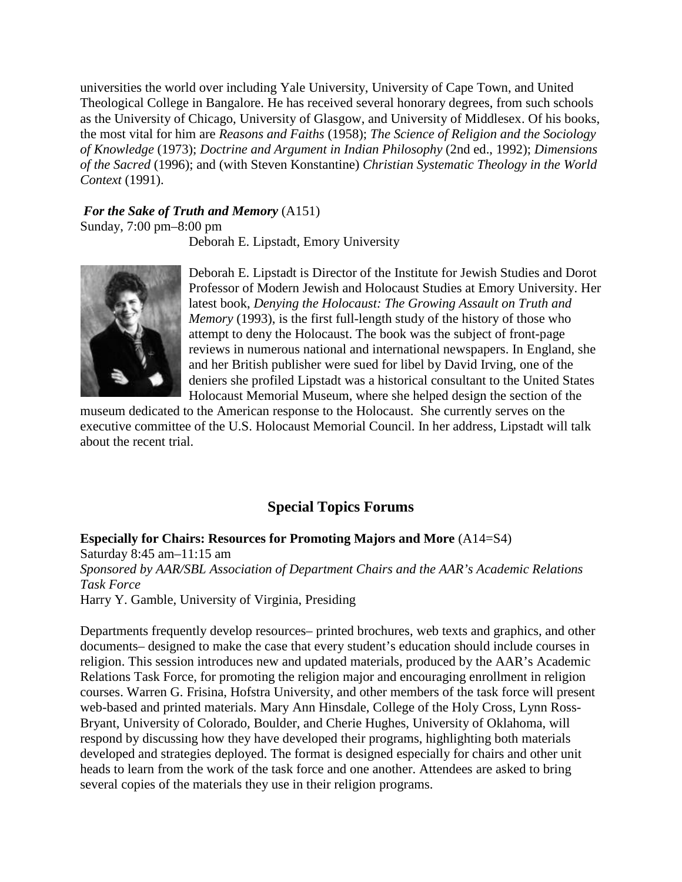universities the world over including Yale University, University of Cape Town, and United Theological College in Bangalore. He has received several honorary degrees, from such schools as the University of Chicago, University of Glasgow, and University of Middlesex. Of his books, the most vital for him are *Reasons and Faiths* (1958); *The Science of Religion and the Sociology of Knowledge* (1973); *Doctrine and Argument in Indian Philosophy* (2nd ed., 1992); *Dimensions of the Sacred* (1996); and (with Steven Konstantine) *Christian Systematic Theology in the World Context* (1991).

***For the Sake of Truth and Memory*** (A151)
Sunday, 7:00 pm–8:00 pm
Deborah E. Lipstadt, Emory University

Deborah E. Lipstadt is Director of the Institute for Jewish Studies and Dorot Professor of Modern Jewish and Holocaust Studies at Emory University. Her latest book, *Denying the Holocaust: The Growing Assault on Truth and Memory* (1993), is the first full-length study of the history of those who attempt to deny the Holocaust. The book was the subject of front-page reviews in numerous national and international newspapers. In England, she and her British publisher were sued for libel by David Irving, one of the deniers she profiled Lipstadt was a historical consultant to the United States Holocaust Memorial Museum, where she helped design the section of the museum dedicated to the American response to the Holocaust. She currently serves on the executive committee of the U.S. Holocaust Memorial Council. In her address, Lipstadt will talk about the recent trial.

## Special Topics Forums

**Especially for Chairs: Resources for Promoting Majors and More** (A14=S4)
Saturday 8:45 am–11:15 am
*Sponsored by AAR/SBL Association of Department Chairs and the AAR's Academic Relations Task Force*
Harry Y. Gamble, University of Virginia, Presiding

Departments frequently develop resources– printed brochures, web texts and graphics, and other documents– designed to make the case that every student's education should include courses in religion. This session introduces new and updated materials, produced by the AAR's Academic Relations Task Force, for promoting the religion major and encouraging enrollment in religion courses. Warren G. Frisina, Hofstra University, and other members of the task force will present web-based and printed materials. Mary Ann Hinsdale, College of the Holy Cross, Lynn Ross-Bryant, University of Colorado, Boulder, and Cherie Hughes, University of Oklahoma, will respond by discussing how they have developed their programs, highlighting both materials developed and strategies deployed. The format is designed especially for chairs and other unit heads to learn from the work of the task force and one another. Attendees are asked to bring several copies of the materials they use in their religion programs.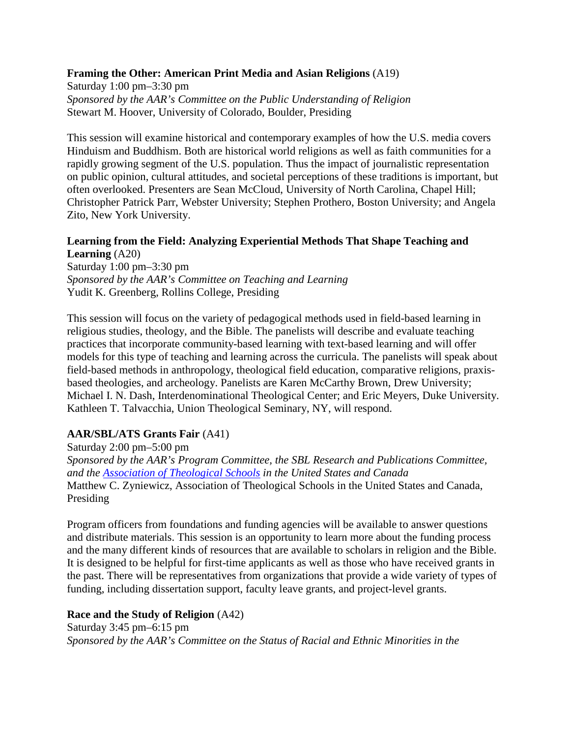**Framing the Other: American Print Media and Asian Religions** (A19)
Saturday 1:00 pm–3:30 pm
*Sponsored by the AAR's Committee on the Public Understanding of Religion*
Stewart M. Hoover, University of Colorado, Boulder, Presiding

This session will examine historical and contemporary examples of how the U.S. media covers Hinduism and Buddhism. Both are historical world religions as well as faith communities for a rapidly growing segment of the U.S. population. Thus the impact of journalistic representation on public opinion, cultural attitudes, and societal perceptions of these traditions is important, but often overlooked. Presenters are Sean McCloud, University of North Carolina, Chapel Hill; Christopher Patrick Parr, Webster University; Stephen Prothero, Boston University; and Angela Zito, New York University.

**Learning from the Field: Analyzing Experiential Methods That Shape Teaching and Learning** (A20)
Saturday 1:00 pm–3:30 pm
*Sponsored by the AAR's Committee on Teaching and Learning*
Yudit K. Greenberg, Rollins College, Presiding

This session will focus on the variety of pedagogical methods used in field-based learning in religious studies, theology, and the Bible. The panelists will describe and evaluate teaching practices that incorporate community-based learning with text-based learning and will offer models for this type of teaching and learning across the curricula. The panelists will speak about field-based methods in anthropology, theological field education, comparative religions, praxis-based theologies, and archeology. Panelists are Karen McCarthy Brown, Drew University; Michael I. N. Dash, Interdenominational Theological Center; and Eric Meyers, Duke University. Kathleen T. Talvacchia, Union Theological Seminary, NY, will respond.

**AAR/SBL/ATS Grants Fair** (A41)
Saturday 2:00 pm–5:00 pm
*Sponsored by the AAR's Program Committee, the SBL Research and Publications Committee, and the Association of Theological Schools in the United States and Canada*
Matthew C. Zyniewicz, Association of Theological Schools in the United States and Canada, Presiding

Program officers from foundations and funding agencies will be available to answer questions and distribute materials. This session is an opportunity to learn more about the funding process and the many different kinds of resources that are available to scholars in religion and the Bible. It is designed to be helpful for first-time applicants as well as those who have received grants in the past. There will be representatives from organizations that provide a wide variety of types of funding, including dissertation support, faculty leave grants, and project-level grants.

**Race and the Study of Religion** (A42)
Saturday 3:45 pm–6:15 pm
*Sponsored by the AAR's Committee on the Status of Racial and Ethnic Minorities in the*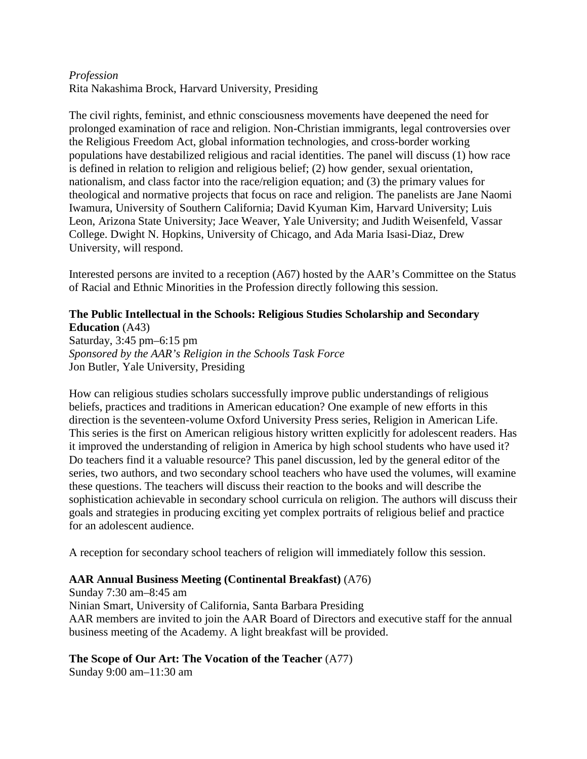*Profession*
Rita Nakashima Brock, Harvard University, Presiding

The civil rights, feminist, and ethnic consciousness movements have deepened the need for prolonged examination of race and religion. Non-Christian immigrants, legal controversies over the Religious Freedom Act, global information technologies, and cross-border working populations have destabilized religious and racial identities. The panel will discuss (1) how race is defined in relation to religion and religious belief; (2) how gender, sexual orientation, nationalism, and class factor into the race/religion equation; and (3) the primary values for theological and normative projects that focus on race and religion. The panelists are Jane Naomi Iwamura, University of Southern California; David Kyuman Kim, Harvard University; Luis Leon, Arizona State University; Jace Weaver, Yale University; and Judith Weisenfeld, Vassar College. Dwight N. Hopkins, University of Chicago, and Ada Maria Isasi-Diaz, Drew University, will respond.

Interested persons are invited to a reception (A67) hosted by the AAR's Committee on the Status of Racial and Ethnic Minorities in the Profession directly following this session.

**The Public Intellectual in the Schools: Religious Studies Scholarship and Secondary Education** (A43)
Saturday, 3:45 pm–6:15 pm
*Sponsored by the AAR's Religion in the Schools Task Force*
Jon Butler, Yale University, Presiding

How can religious studies scholars successfully improve public understandings of religious beliefs, practices and traditions in American education? One example of new efforts in this direction is the seventeen-volume Oxford University Press series, Religion in American Life. This series is the first on American religious history written explicitly for adolescent readers. Has it improved the understanding of religion in America by high school students who have used it? Do teachers find it a valuable resource? This panel discussion, led by the general editor of the series, two authors, and two secondary school teachers who have used the volumes, will examine these questions. The teachers will discuss their reaction to the books and will describe the sophistication achievable in secondary school curricula on religion. The authors will discuss their goals and strategies in producing exciting yet complex portraits of religious belief and practice for an adolescent audience.

A reception for secondary school teachers of religion will immediately follow this session.

**AAR Annual Business Meeting (Continental Breakfast)** (A76)
Sunday 7:30 am–8:45 am
Ninian Smart, University of California, Santa Barbara Presiding
AAR members are invited to join the AAR Board of Directors and executive staff for the annual business meeting of the Academy. A light breakfast will be provided.

**The Scope of Our Art: The Vocation of the Teacher** (A77)
Sunday 9:00 am–11:30 am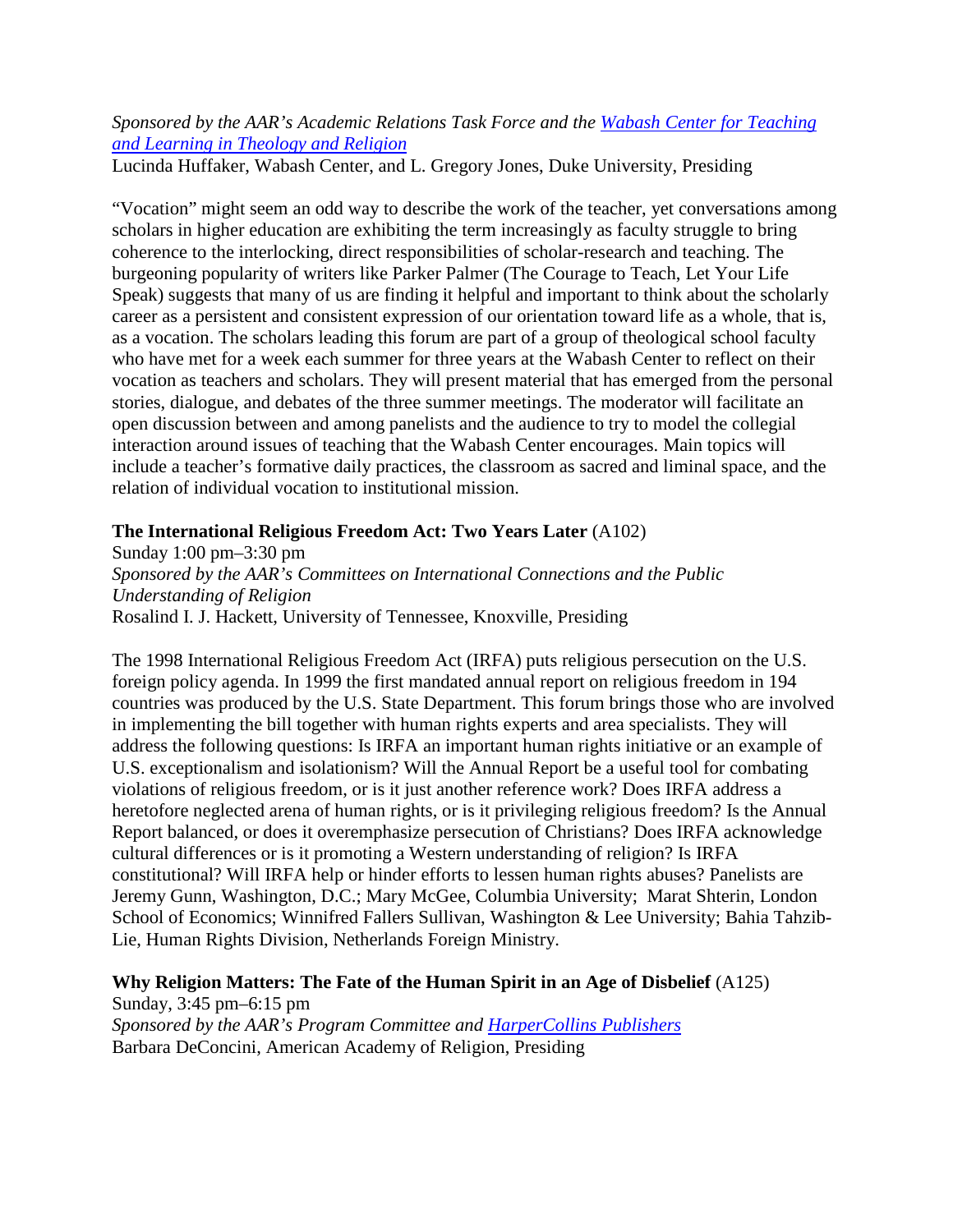*Sponsored by the AAR's Academic Relations Task Force and the Wabash Center for Teaching and Learning in Theology and Religion*
Lucinda Huffaker, Wabash Center, and L. Gregory Jones, Duke University, Presiding

"Vocation" might seem an odd way to describe the work of the teacher, yet conversations among scholars in higher education are exhibiting the term increasingly as faculty struggle to bring coherence to the interlocking, direct responsibilities of scholar-research and teaching. The burgeoning popularity of writers like Parker Palmer (The Courage to Teach, Let Your Life Speak) suggests that many of us are finding it helpful and important to think about the scholarly career as a persistent and consistent expression of our orientation toward life as a whole, that is, as a vocation. The scholars leading this forum are part of a group of theological school faculty who have met for a week each summer for three years at the Wabash Center to reflect on their vocation as teachers and scholars. They will present material that has emerged from the personal stories, dialogue, and debates of the three summer meetings. The moderator will facilitate an open discussion between and among panelists and the audience to try to model the collegial interaction around issues of teaching that the Wabash Center encourages. Main topics will include a teacher's formative daily practices, the classroom as sacred and liminal space, and the relation of individual vocation to institutional mission.

**The International Religious Freedom Act: Two Years Later** (A102)
Sunday 1:00 pm–3:30 pm
*Sponsored by the AAR's Committees on International Connections and the Public Understanding of Religion*
Rosalind I. J. Hackett, University of Tennessee, Knoxville, Presiding

The 1998 International Religious Freedom Act (IRFA) puts religious persecution on the U.S. foreign policy agenda. In 1999 the first mandated annual report on religious freedom in 194 countries was produced by the U.S. State Department. This forum brings those who are involved in implementing the bill together with human rights experts and area specialists. They will address the following questions: Is IRFA an important human rights initiative or an example of U.S. exceptionalism and isolationism? Will the Annual Report be a useful tool for combating violations of religious freedom, or is it just another reference work? Does IRFA address a heretofore neglected arena of human rights, or is it privileging religious freedom? Is the Annual Report balanced, or does it overemphasize persecution of Christians? Does IRFA acknowledge cultural differences or is it promoting a Western understanding of religion? Is IRFA constitutional? Will IRFA help or hinder efforts to lessen human rights abuses? Panelists are Jeremy Gunn, Washington, D.C.; Mary McGee, Columbia University; Marat Shterin, London School of Economics; Winnifred Fallers Sullivan, Washington & Lee University; Bahia Tahzib-Lie, Human Rights Division, Netherlands Foreign Ministry.

**Why Religion Matters: The Fate of the Human Spirit in an Age of Disbelief** (A125)
Sunday, 3:45 pm–6:15 pm
*Sponsored by the AAR's Program Committee and HarperCollins Publishers*
Barbara DeConcini, American Academy of Religion, Presiding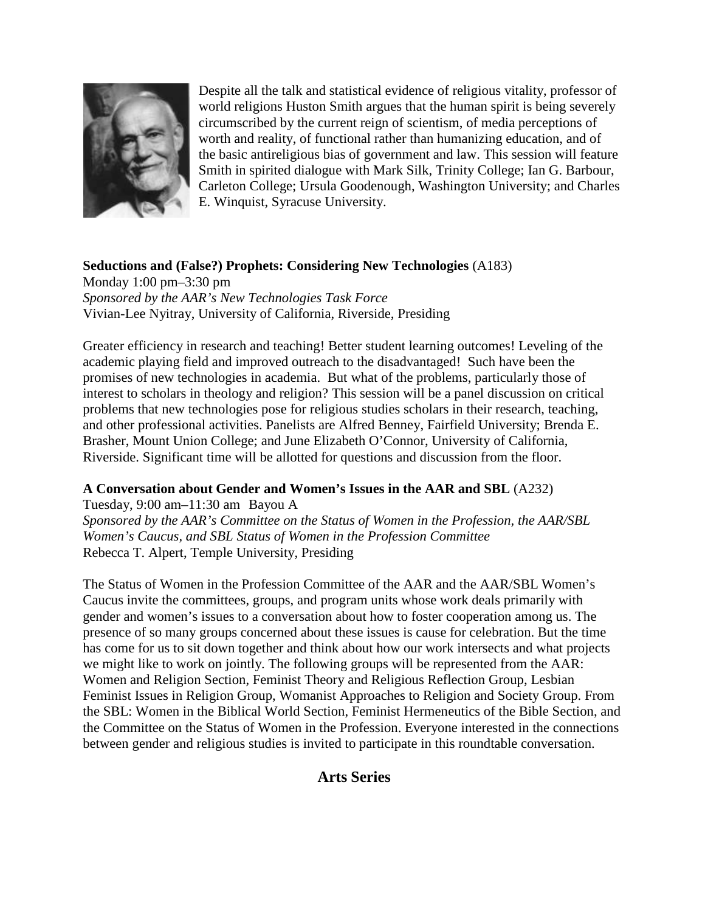Despite all the talk and statistical evidence of religious vitality, professor of world religions Huston Smith argues that the human spirit is being severely circumscribed by the current reign of scientism, of media perceptions of worth and reality, of functional rather than humanizing education, and of the basic antireligious bias of government and law. This session will feature Smith in spirited dialogue with Mark Silk, Trinity College; Ian G. Barbour, Carleton College; Ursula Goodenough, Washington University; and Charles E. Winquist, Syracuse University.

**Seductions and (False?) Prophets: Considering New Technologies** (A183)
Monday 1:00 pm–3:30 pm
*Sponsored by the AAR's New Technologies Task Force*
Vivian-Lee Nyitray, University of California, Riverside, Presiding

Greater efficiency in research and teaching! Better student learning outcomes! Leveling of the academic playing field and improved outreach to the disadvantaged! Such have been the promises of new technologies in academia. But what of the problems, particularly those of interest to scholars in theology and religion? This session will be a panel discussion on critical problems that new technologies pose for religious studies scholars in their research, teaching, and other professional activities. Panelists are Alfred Benney, Fairfield University; Brenda E. Brasher, Mount Union College; and June Elizabeth O'Connor, University of California, Riverside. Significant time will be allotted for questions and discussion from the floor.

**A Conversation about Gender and Women's Issues in the AAR and SBL** (A232)
Tuesday, 9:00 am–11:30 am Bayou A
*Sponsored by the AAR's Committee on the Status of Women in the Profession, the AAR/SBL Women's Caucus, and SBL Status of Women in the Profession Committee*
Rebecca T. Alpert, Temple University, Presiding

The Status of Women in the Profession Committee of the AAR and the AAR/SBL Women's Caucus invite the committees, groups, and program units whose work deals primarily with gender and women's issues to a conversation about how to foster cooperation among us. The presence of so many groups concerned about these issues is cause for celebration. But the time has come for us to sit down together and think about how our work intersects and what projects we might like to work on jointly. The following groups will be represented from the AAR: Women and Religion Section, Feminist Theory and Religious Reflection Group, Lesbian Feminist Issues in Religion Group, Womanist Approaches to Religion and Society Group. From the SBL: Women in the Biblical World Section, Feminist Hermeneutics of the Bible Section, and the Committee on the Status of Women in the Profession. Everyone interested in the connections between gender and religious studies is invited to participate in this roundtable conversation.

## Arts Series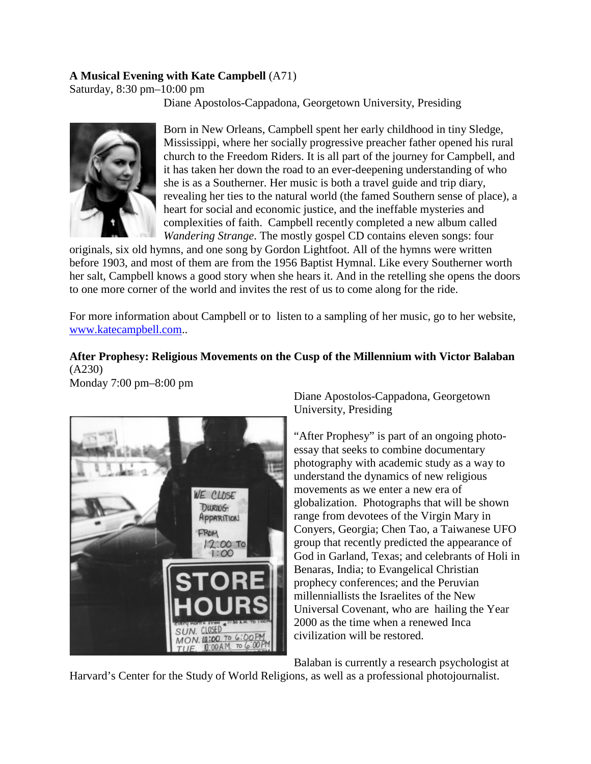**A Musical Evening with Kate Campbell** (A71)
Saturday, 8:30 pm–10:00 pm
Diane Apostolos-Cappadona, Georgetown University, Presiding

Born in New Orleans, Campbell spent her early childhood in tiny Sledge, Mississippi, where her socially progressive preacher father opened his rural church to the Freedom Riders. It is all part of the journey for Campbell, and it has taken her down the road to an ever-deepening understanding of who she is as a Southerner. Her music is both a travel guide and trip diary, revealing her ties to the natural world (the famed Southern sense of place), a heart for social and economic justice, and the ineffable mysteries and complexities of faith. Campbell recently completed a new album called *Wandering Strange*. The mostly gospel CD contains eleven songs: four originals, six old hymns, and one song by Gordon Lightfoot. All of the hymns were written before 1903, and most of them are from the 1956 Baptist Hymnal. Like every Southerner worth her salt, Campbell knows a good story when she hears it. And in the retelling she opens the doors to one more corner of the world and invites the rest of us to come along for the ride.

For more information about Campbell or to listen to a sampling of her music, go to her website, [www.katecampbell.com](http://www.katecampbell.com)..

**After Prophesy: Religious Movements on the Cusp of the Millennium with Victor Balaban** (A230)
Monday 7:00 pm–8:00 pm
Diane Apostolos-Cappadona, Georgetown University, Presiding

"After Prophesy" is part of an ongoing photo-essay that seeks to combine documentary photography with academic study as a way to understand the dynamics of new religious movements as we enter a new era of globalization. Photographs that will be shown range from devotees of the Virgin Mary in Conyers, Georgia; Chen Tao, a Taiwanese UFO group that recently predicted the appearance of God in Garland, Texas; and celebrants of Holi in Benaras, India; to Evangelical Christian prophecy conferences; and the Peruvian millenniallists the Israelites of the New Universal Covenant, who are hailing the Year 2000 as the time when a renewed Inca civilization will be restored.

Balaban is currently a research psychologist at Harvard's Center for the Study of World Religions, as well as a professional photojournalist.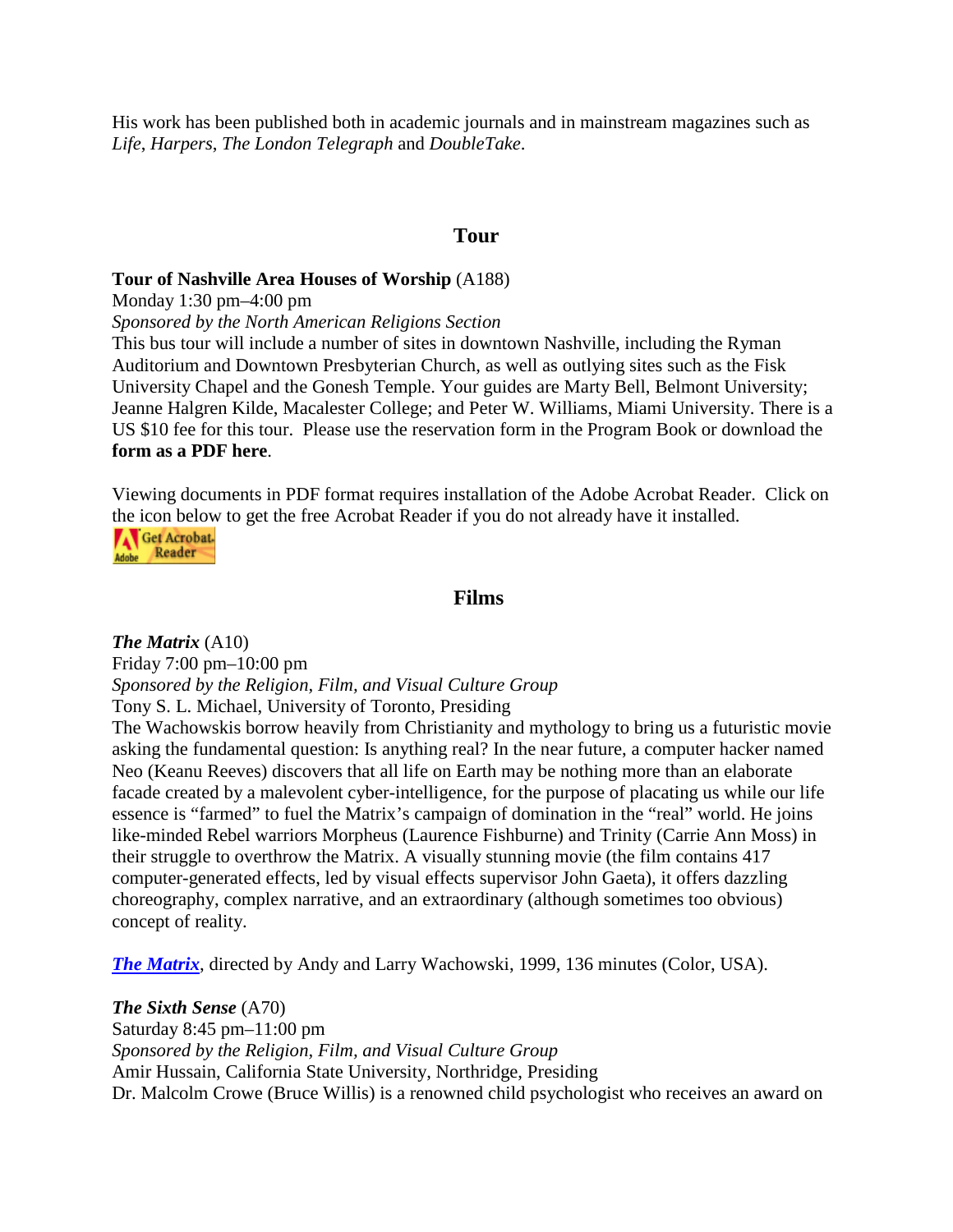His work has been published both in academic journals and in mainstream magazines such as *Life*, *Harpers*, *The London Telegraph* and *DoubleTake*.

## Tour

**Tour of Nashville Area Houses of Worship** (A188)
Monday 1:30 pm–4:00 pm
*Sponsored by the North American Religions Section*
This bus tour will include a number of sites in downtown Nashville, including the Ryman Auditorium and Downtown Presbyterian Church, as well as outlying sites such as the Fisk University Chapel and the Gonesh Temple. Your guides are Marty Bell, Belmont University; Jeanne Halgren Kilde, Macalester College; and Peter W. Williams, Miami University. There is a US $10 fee for this tour. Please use the reservation form in the Program Book or download the **form as a PDF here**.

Viewing documents in PDF format requires installation of the Adobe Acrobat Reader. Click on the icon below to get the free Acrobat Reader if you do not already have it installed.

## Films

***The Matrix*** (A10)
Friday 7:00 pm–10:00 pm
*Sponsored by the Religion, Film, and Visual Culture Group*
Tony S. L. Michael, University of Toronto, Presiding
The Wachowskis borrow heavily from Christianity and mythology to bring us a futuristic movie asking the fundamental question: Is anything real? In the near future, a computer hacker named Neo (Keanu Reeves) discovers that all life on Earth may be nothing more than an elaborate facade created by a malevolent cyber-intelligence, for the purpose of placating us while our life essence is "farmed" to fuel the Matrix's campaign of domination in the "real" world. He joins like-minded Rebel warriors Morpheus (Laurence Fishburne) and Trinity (Carrie Ann Moss) in their struggle to overthrow the Matrix. A visually stunning movie (the film contains 417 computer-generated effects, led by visual effects supervisor John Gaeta), it offers dazzling choreography, complex narrative, and an extraordinary (although sometimes too obvious) concept of reality.

***The Matrix***, directed by Andy and Larry Wachowski, 1999, 136 minutes (Color, USA).

***The Sixth Sense*** (A70)
Saturday 8:45 pm–11:00 pm
*Sponsored by the Religion, Film, and Visual Culture Group*
Amir Hussain, California State University, Northridge, Presiding
Dr. Malcolm Crowe (Bruce Willis) is a renowned child psychologist who receives an award on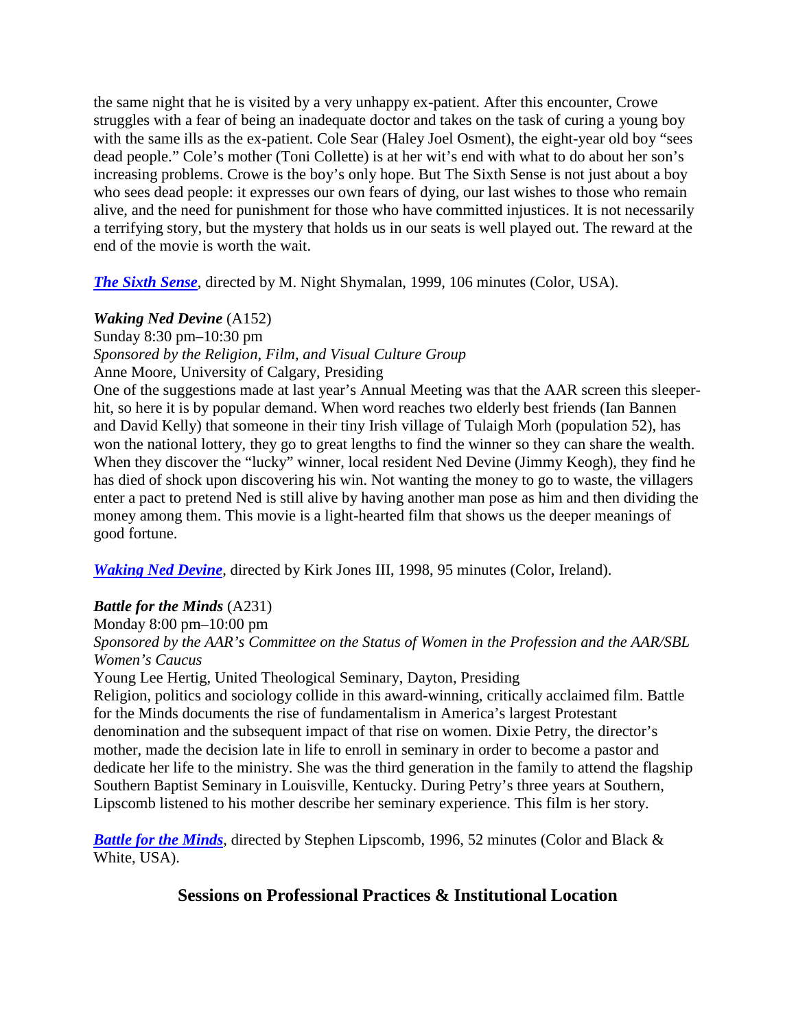the same night that he is visited by a very unhappy ex-patient. After this encounter, Crowe struggles with a fear of being an inadequate doctor and takes on the task of curing a young boy with the same ills as the ex-patient. Cole Sear (Haley Joel Osment), the eight-year old boy "sees dead people." Cole's mother (Toni Collette) is at her wit's end with what to do about her son's increasing problems. Crowe is the boy's only hope. But The Sixth Sense is not just about a boy who sees dead people: it expresses our own fears of dying, our last wishes to those who remain alive, and the need for punishment for those who have committed injustices. It is not necessarily a terrifying story, but the mystery that holds us in our seats is well played out. The reward at the end of the movie is worth the wait.

***The Sixth Sense***, directed by M. Night Shymalan, 1999, 106 minutes (Color, USA).

***Waking Ned Devine*** (A152)
Sunday 8:30 pm–10:30 pm
*Sponsored by the Religion, Film, and Visual Culture Group*
Anne Moore, University of Calgary, Presiding
One of the suggestions made at last year's Annual Meeting was that the AAR screen this sleeper-hit, so here it is by popular demand. When word reaches two elderly best friends (Ian Bannen and David Kelly) that someone in their tiny Irish village of Tulaigh Morh (population 52), has won the national lottery, they go to great lengths to find the winner so they can share the wealth. When they discover the "lucky" winner, local resident Ned Devine (Jimmy Keogh), they find he has died of shock upon discovering his win. Not wanting the money to go to waste, the villagers enter a pact to pretend Ned is still alive by having another man pose as him and then dividing the money among them. This movie is a light-hearted film that shows us the deeper meanings of good fortune.

***Waking Ned Devine***, directed by Kirk Jones III, 1998, 95 minutes (Color, Ireland).

***Battle for the Minds*** (A231)
Monday 8:00 pm–10:00 pm
*Sponsored by the AAR's Committee on the Status of Women in the Profession and the AAR/SBL Women's Caucus*
Young Lee Hertig, United Theological Seminary, Dayton, Presiding
Religion, politics and sociology collide in this award-winning, critically acclaimed film. Battle for the Minds documents the rise of fundamentalism in America's largest Protestant denomination and the subsequent impact of that rise on women. Dixie Petry, the director's mother, made the decision late in life to enroll in seminary in order to become a pastor and dedicate her life to the ministry. She was the third generation in the family to attend the flagship Southern Baptist Seminary in Louisville, Kentucky. During Petry's three years at Southern, Lipscomb listened to his mother describe her seminary experience. This film is her story.

***Battle for the Minds***, directed by Stephen Lipscomb, 1996, 52 minutes (Color and Black & White, USA).

## Sessions on Professional Practices & Institutional Location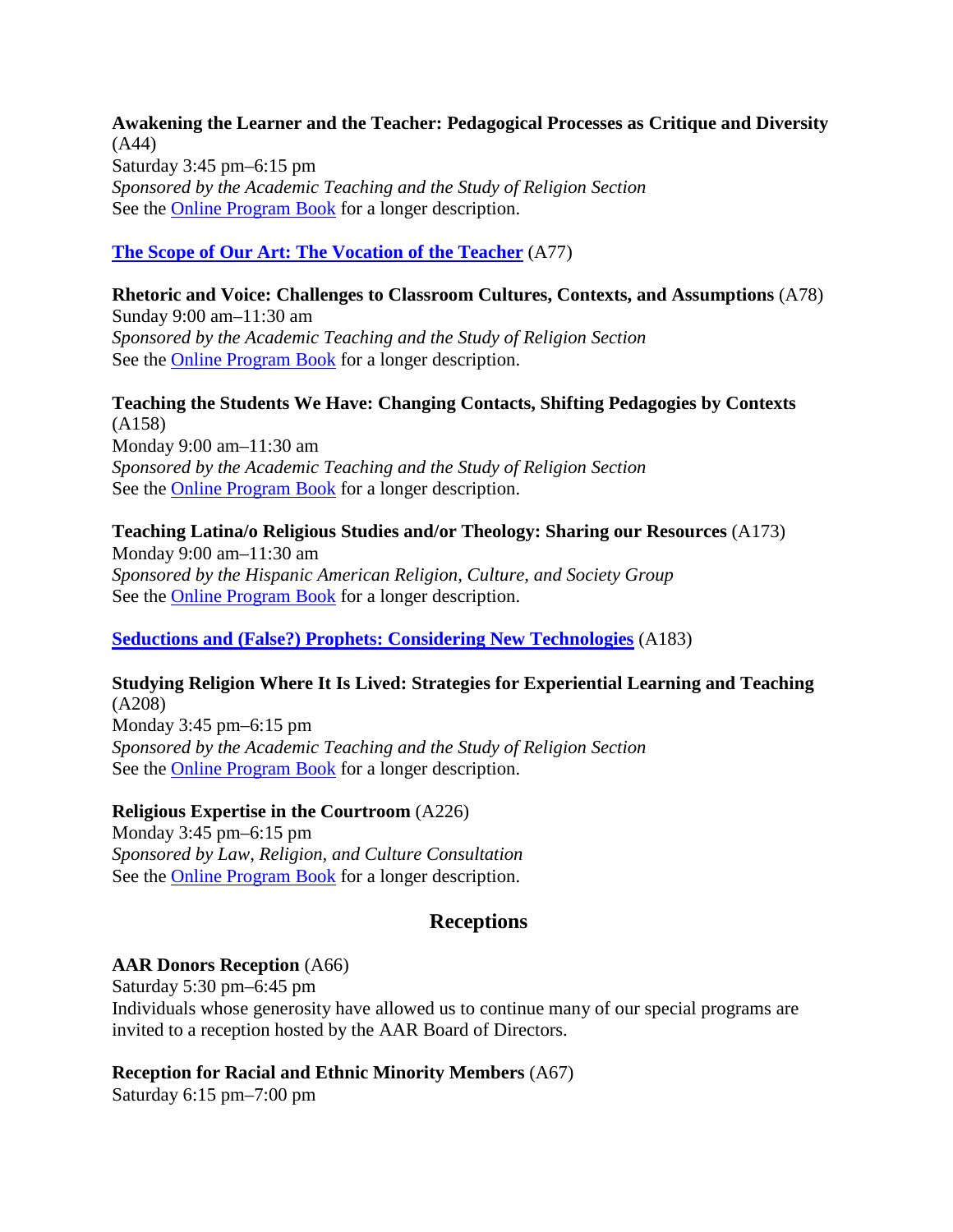**Awakening the Learner and the Teacher: Pedagogical Processes as Critique and Diversity** (A44)
Saturday 3:45 pm–6:15 pm
*Sponsored by the Academic Teaching and the Study of Religion Section*
See the Online Program Book for a longer description.

**The Scope of Our Art: The Vocation of the Teacher** (A77)

**Rhetoric and Voice: Challenges to Classroom Cultures, Contexts, and Assumptions** (A78)
Sunday 9:00 am–11:30 am
*Sponsored by the Academic Teaching and the Study of Religion Section*
See the Online Program Book for a longer description.

**Teaching the Students We Have: Changing Contacts, Shifting Pedagogies by Contexts** (A158)
Monday 9:00 am–11:30 am
*Sponsored by the Academic Teaching and the Study of Religion Section*
See the Online Program Book for a longer description.

**Teaching Latina/o Religious Studies and/or Theology: Sharing our Resources** (A173)
Monday 9:00 am–11:30 am
*Sponsored by the Hispanic American Religion, Culture, and Society Group*
See the Online Program Book for a longer description.

**Seductions and (False?) Prophets: Considering New Technologies** (A183)

**Studying Religion Where It Is Lived: Strategies for Experiential Learning and Teaching** (A208)
Monday 3:45 pm–6:15 pm
*Sponsored by the Academic Teaching and the Study of Religion Section*
See the Online Program Book for a longer description.

**Religious Expertise in the Courtroom** (A226)
Monday 3:45 pm–6:15 pm
*Sponsored by Law, Religion, and Culture Consultation*
See the Online Program Book for a longer description.

## Receptions

**AAR Donors Reception** (A66)
Saturday 5:30 pm–6:45 pm
Individuals whose generosity have allowed us to continue many of our special programs are invited to a reception hosted by the AAR Board of Directors.

**Reception for Racial and Ethnic Minority Members** (A67)
Saturday 6:15 pm–7:00 pm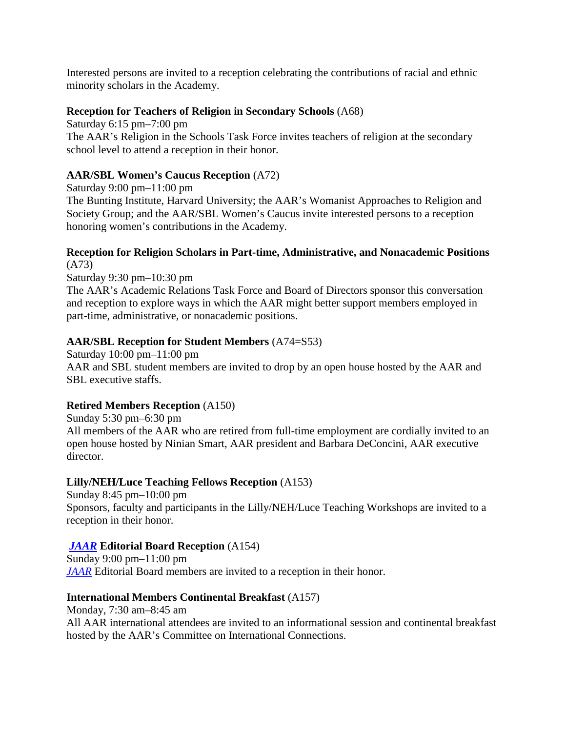Interested persons are invited to a reception celebrating the contributions of racial and ethnic minority scholars in the Academy.

**Reception for Teachers of Religion in Secondary Schools** (A68)
Saturday 6:15 pm–7:00 pm
The AAR's Religion in the Schools Task Force invites teachers of religion at the secondary school level to attend a reception in their honor.

**AAR/SBL Women's Caucus Reception** (A72)
Saturday 9:00 pm–11:00 pm
The Bunting Institute, Harvard University; the AAR's Womanist Approaches to Religion and Society Group; and the AAR/SBL Women's Caucus invite interested persons to a reception honoring women's contributions in the Academy.

**Reception for Religion Scholars in Part-time, Administrative, and Nonacademic Positions** (A73)
Saturday 9:30 pm–10:30 pm
The AAR's Academic Relations Task Force and Board of Directors sponsor this conversation and reception to explore ways in which the AAR might better support members employed in part-time, administrative, or nonacademic positions.

**AAR/SBL Reception for Student Members** (A74=S53)
Saturday 10:00 pm–11:00 pm
AAR and SBL student members are invited to drop by an open house hosted by the AAR and SBL executive staffs.

**Retired Members Reception** (A150)
Sunday 5:30 pm–6:30 pm
All members of the AAR who are retired from full-time employment are cordially invited to an open house hosted by Ninian Smart, AAR president and Barbara DeConcini, AAR executive director.

**Lilly/NEH/Luce Teaching Fellows Reception** (A153)
Sunday 8:45 pm–10:00 pm
Sponsors, faculty and participants in the Lilly/NEH/Luce Teaching Workshops are invited to a reception in their honor.

***JAAR* Editorial Board Reception** (A154)
Sunday 9:00 pm–11:00 pm
*JAAR* Editorial Board members are invited to a reception in their honor.

**International Members Continental Breakfast** (A157)
Monday, 7:30 am–8:45 am
All AAR international attendees are invited to an informational session and continental breakfast hosted by the AAR's Committee on International Connections.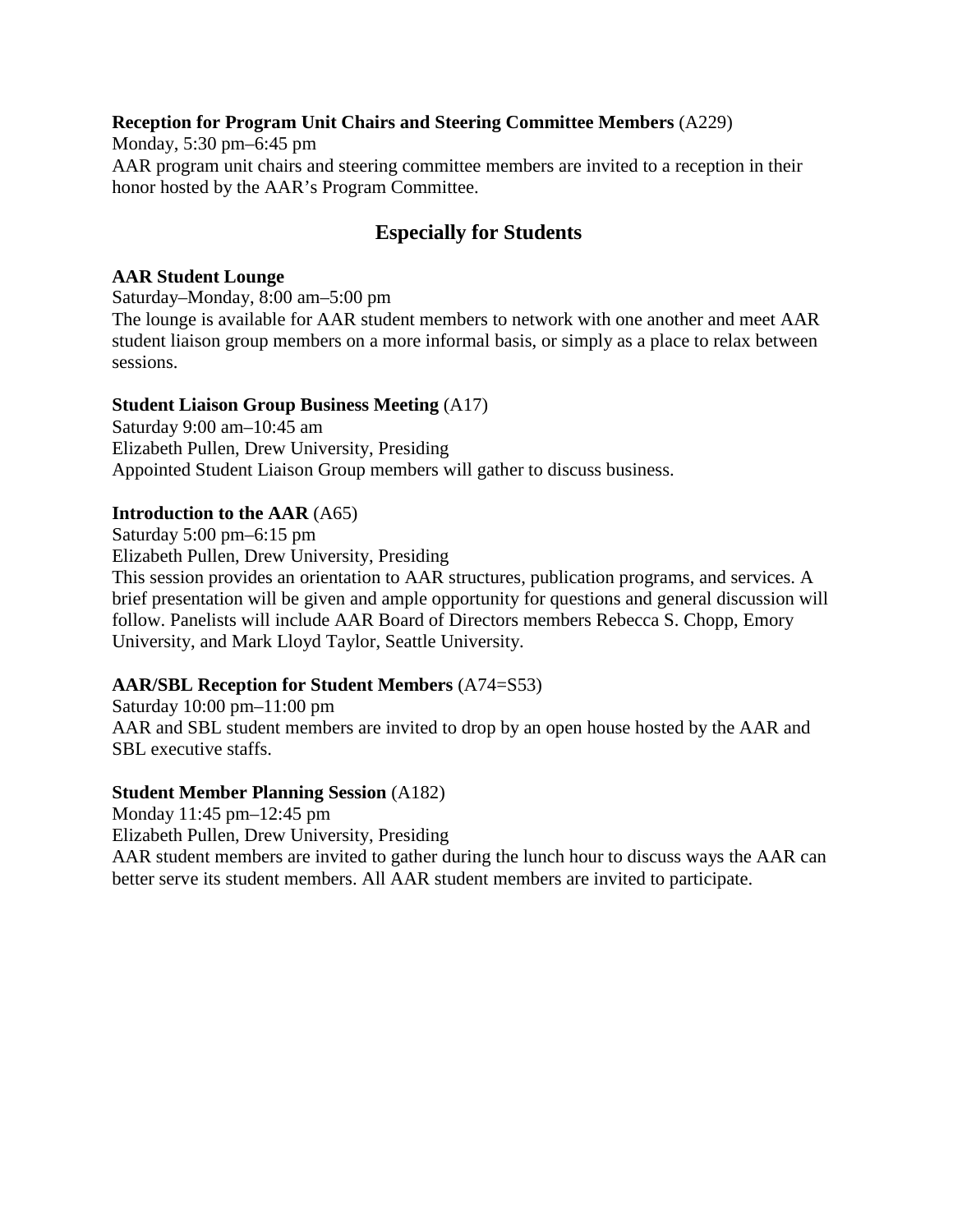**Reception for Program Unit Chairs and Steering Committee Members** (A229)
Monday, 5:30 pm–6:45 pm
AAR program unit chairs and steering committee members are invited to a reception in their honor hosted by the AAR's Program Committee.

## Especially for Students

**AAR Student Lounge**
Saturday–Monday, 8:00 am–5:00 pm
The lounge is available for AAR student members to network with one another and meet AAR student liaison group members on a more informal basis, or simply as a place to relax between sessions.

**Student Liaison Group Business Meeting** (A17)
Saturday 9:00 am–10:45 am
Elizabeth Pullen, Drew University, Presiding
Appointed Student Liaison Group members will gather to discuss business.

**Introduction to the AAR** (A65)
Saturday 5:00 pm–6:15 pm
Elizabeth Pullen, Drew University, Presiding
This session provides an orientation to AAR structures, publication programs, and services. A brief presentation will be given and ample opportunity for questions and general discussion will follow. Panelists will include AAR Board of Directors members Rebecca S. Chopp, Emory University, and Mark Lloyd Taylor, Seattle University.

**AAR/SBL Reception for Student Members** (A74=S53)
Saturday 10:00 pm–11:00 pm
AAR and SBL student members are invited to drop by an open house hosted by the AAR and SBL executive staffs.

**Student Member Planning Session** (A182)
Monday 11:45 pm–12:45 pm
Elizabeth Pullen, Drew University, Presiding
AAR student members are invited to gather during the lunch hour to discuss ways the AAR can better serve its student members. All AAR student members are invited to participate.